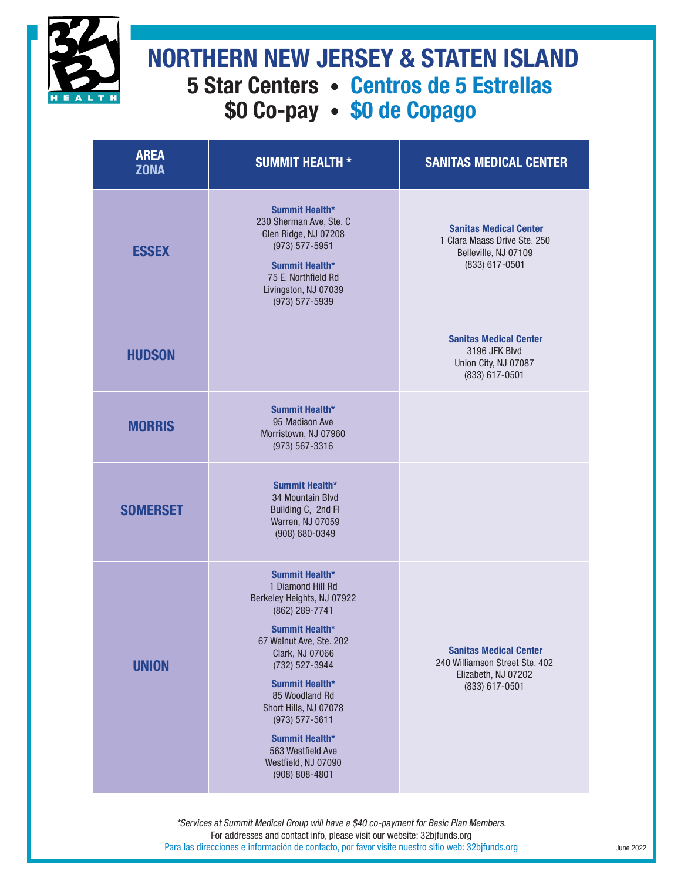# NORTHERN NEW JERSEY & STATEN ISLAND

## 5 Star Centers • Centros de 5 Estrellas

## $0 Co-pay • $0 de Copago

| AREA ZONA | SUMMIT HEALTH * | SANITAS MEDICAL CENTER |
|---|---|---|
| **ESSEX** | **Summit Health*** 230 Sherman Ave, Ste. C Glen Ridge, NJ 07208 (973) 577-5951<br><br>**Summit Health*** 75 E. Northfield Rd Livingston, NJ 07039 (973) 577-5939 | **Sanitas Medical Center** 1 Clara Maass Drive Ste. 250 Belleville, NJ 07109 (833) 617-0501 |
| **HUDSON** | | **Sanitas Medical Center** 3196 JFK Blvd Union City, NJ 07087 (833) 617-0501 |
| **MORRIS** | **Summit Health*** 95 Madison Ave Morristown, NJ 07960 (973) 567-3316 | |
| **SOMERSET** | **Summit Health*** 34 Mountain Blvd Building C, 2nd Fl Warren, NJ 07059 (908) 680-0349 | |
| **UNION** | **Summit Health*** 1 Diamond Hill Rd Berkeley Heights, NJ 07922 (862) 289-7741<br><br>**Summit Health*** 67 Walnut Ave, Ste. 202 Clark, NJ 07066 (732) 527-3944<br><br>**Summit Health*** 85 Woodland Rd Short Hills, NJ 07078 (973) 577-5611<br><br>**Summit Health*** 563 Westfield Ave Westfield, NJ 07090 (908) 808-4801 | **Sanitas Medical Center** 240 Williamson Street Ste. 402 Elizabeth, NJ 07202 (833) 617-0501 |

*\*Services at Summit Medical Group will have a $40 co-payment for Basic Plan Members.*

For addresses and contact info, please visit our website: 32bjfunds.org

Para las direcciones e información de contacto, por favor visite nuestro sitio web: 32bjfunds.org

June 2022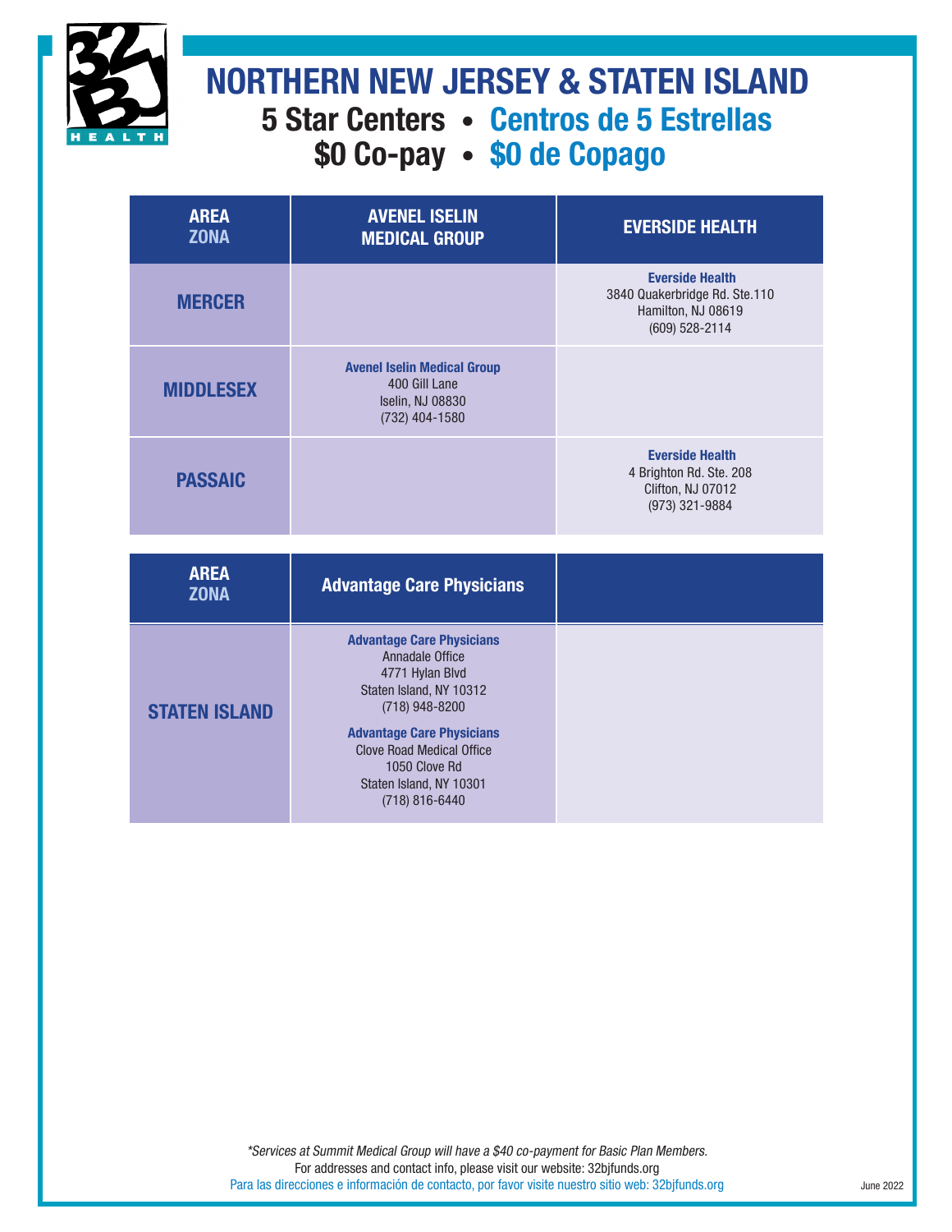# NORTHERN NEW JERSEY & STATEN ISLAND

## 5 Star Centers • Centros de 5 Estrellas
## $0 Co-pay • $0 de Copago

| AREA<br>ZONA | AVENEL ISELIN<br>MEDICAL GROUP | EVERSIDE HEALTH |
|---|---|---|
| **MERCER** | | **Everside Health**<br>3840 Quakerbridge Rd. Ste.110<br>Hamilton, NJ 08619<br>(609) 528-2114 |
| **MIDDLESEX** | **Avenel Iselin Medical Group**<br>400 Gill Lane<br>Iselin, NJ 08830<br>(732) 404-1580 | |
| **PASSAIC** | | **Everside Health**<br>4 Brighton Rd. Ste. 208<br>Clifton, NJ 07012<br>(973) 321-9884 |

| AREA<br>ZONA | Advantage Care Physicians | |
|---|---|---|
| **STATEN ISLAND** | **Advantage Care Physicians**<br>Annadale Office<br>4771 Hylan Blvd<br>Staten Island, NY 10312<br>(718) 948-8200<br><br>**Advantage Care Physicians**<br>Clove Road Medical Office<br>1050 Clove Rd<br>Staten Island, NY 10301<br>(718) 816-6440 | |

*\*Services at Summit Medical Group will have a $40 co-payment for Basic Plan Members.*

For addresses and contact info, please visit our website: 32bjfunds.org

Para las direcciones e información de contacto, por favor visite nuestro sitio web: 32bjfunds.org

June 2022